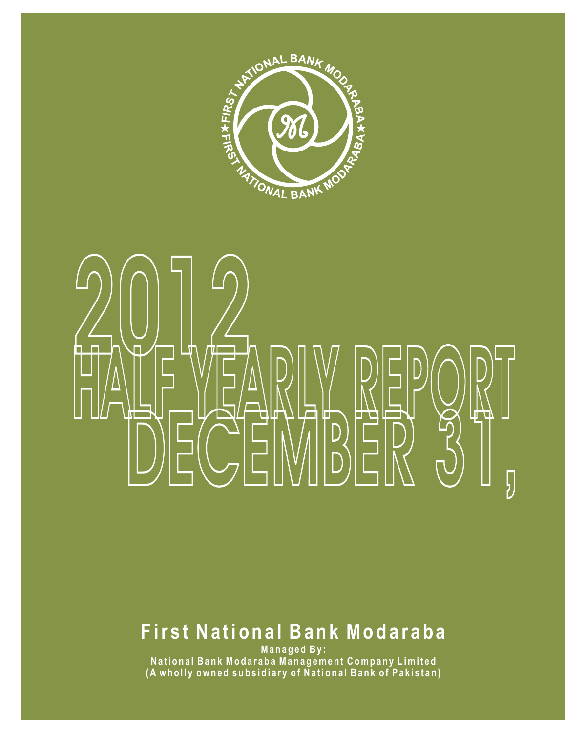# 2012 HALF YEARLY REPORT DECEMBER 31,

## First National Bank Modaraba

**Managed By:**

**National Bank Modaraba Management Company Limited**

**(A wholly owned subsidiary of National Bank of Pakistan)**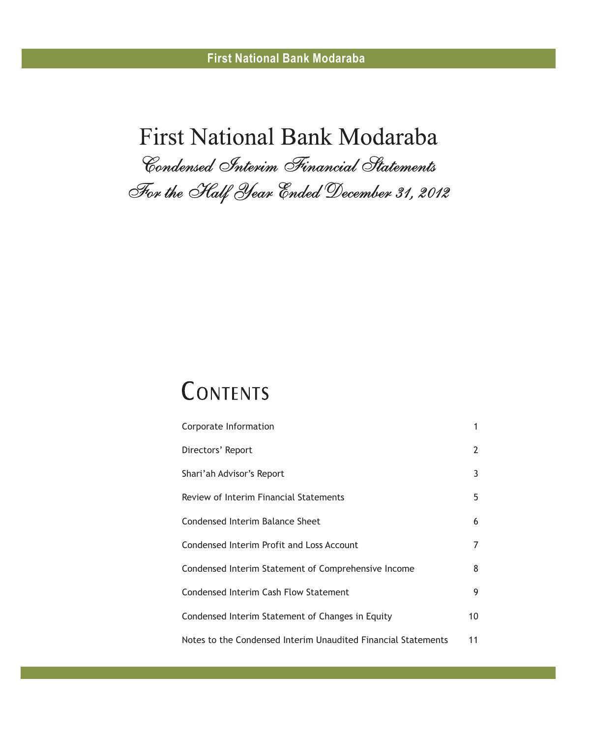# First National Bank Modaraba

*Condensed Interim Financial Statements*

*For the Half Year Ended December 31, 2012*

## Contents

| | |
|---|---|
| Corporate Information | 1 |
| Directors' Report | 2 |
| Shari'ah Advisor's Report | 3 |
| Review of Interim Financial Statements | 5 |
| Condensed Interim Balance Sheet | 6 |
| Condensed Interim Profit and Loss Account | 7 |
| Condensed Interim Statement of Comprehensive Income | 8 |
| Condensed Interim Cash Flow Statement | 9 |
| Condensed Interim Statement of Changes in Equity | 10 |
| Notes to the Condensed Interim Unaudited Financial Statements | 11 |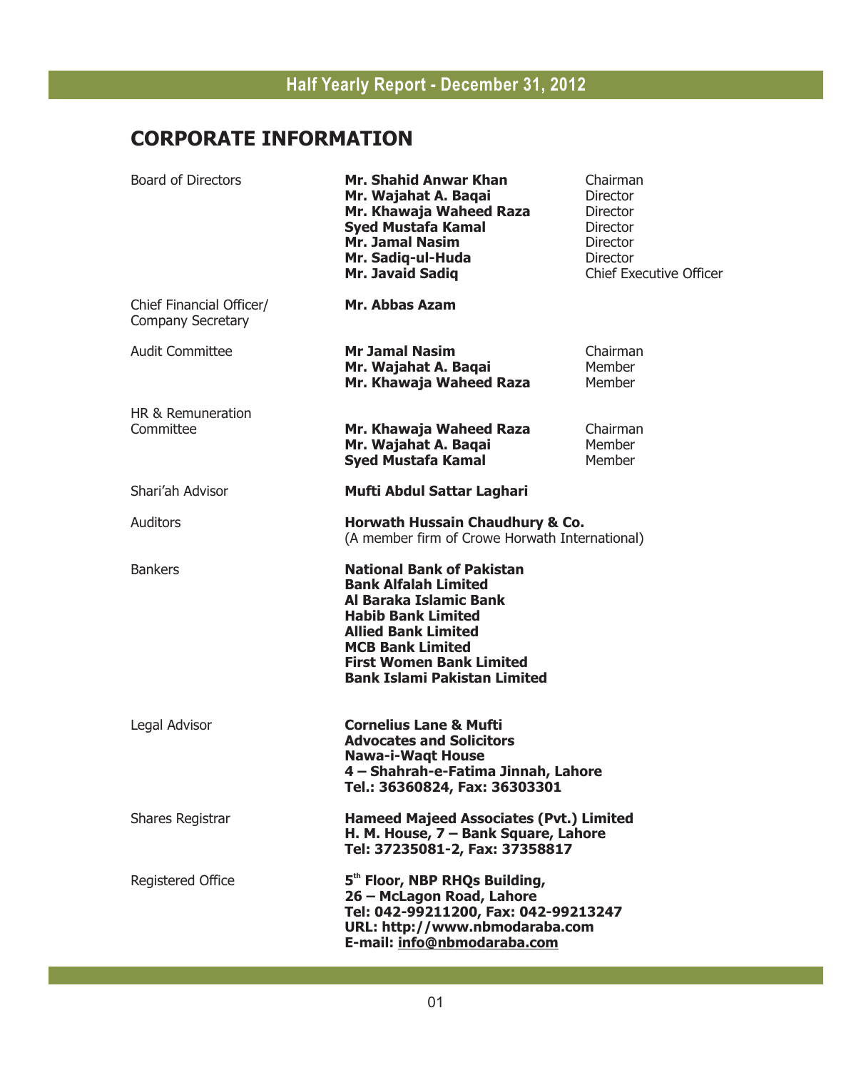# CORPORATE INFORMATION

| | | |
|---|---|---|
| Board of Directors | **Mr. Shahid Anwar Khan** | Chairman |
| | **Mr. Wajahat A. Baqai** | Director |
| | **Mr. Khawaja Waheed Raza** | Director |
| | **Syed Mustafa Kamal** | Director |
| | **Mr. Jamal Nasim** | Director |
| | **Mr. Sadiq-ul-Huda** | Director |
| | **Mr. Javaid Sadiq** | Chief Executive Officer |
| Chief Financial Officer/ Company Secretary | **Mr. Abbas Azam** | |
| Audit Committee | **Mr Jamal Nasim** | Chairman |
| | **Mr. Wajahat A. Baqai** | Member |
| | **Mr. Khawaja Waheed Raza** | Member |
| HR & Remuneration Committee | **Mr. Khawaja Waheed Raza** | Chairman |
| | **Mr. Wajahat A. Baqai** | Member |
| | **Syed Mustafa Kamal** | Member |
| Shari'ah Advisor | **Mufti Abdul Sattar Laghari** | |
| Auditors | **Horwath Hussain Chaudhury & Co.** (A member firm of Crowe Horwath International) | |
| Bankers | **National Bank of Pakistan**<br>**Bank Alfalah Limited**<br>**Al Baraka Islamic Bank**<br>**Habib Bank Limited**<br>**Allied Bank Limited**<br>**MCB Bank Limited**<br>**First Women Bank Limited**<br>**Bank Islami Pakistan Limited** | |
| Legal Advisor | **Cornelius Lane & Mufti**<br>**Advocates and Solicitors**<br>**Nawa-i-Waqt House**<br>**4 – Shahrah-e-Fatima Jinnah, Lahore**<br>**Tel.: 36360824, Fax: 36303301** | |
| Shares Registrar | **Hameed Majeed Associates (Pvt.) Limited**<br>**H. M. House, 7 – Bank Square, Lahore**<br>**Tel: 37235081-2, Fax: 37358817** | |
| Registered Office | **5th Floor, NBP RHQs Building,**<br>**26 – McLagon Road, Lahore**<br>**Tel: 042-99211200, Fax: 042-99213247**<br>**URL: http://www.nbmodaraba.com**<br>**E-mail: info@nbmodaraba.com** | |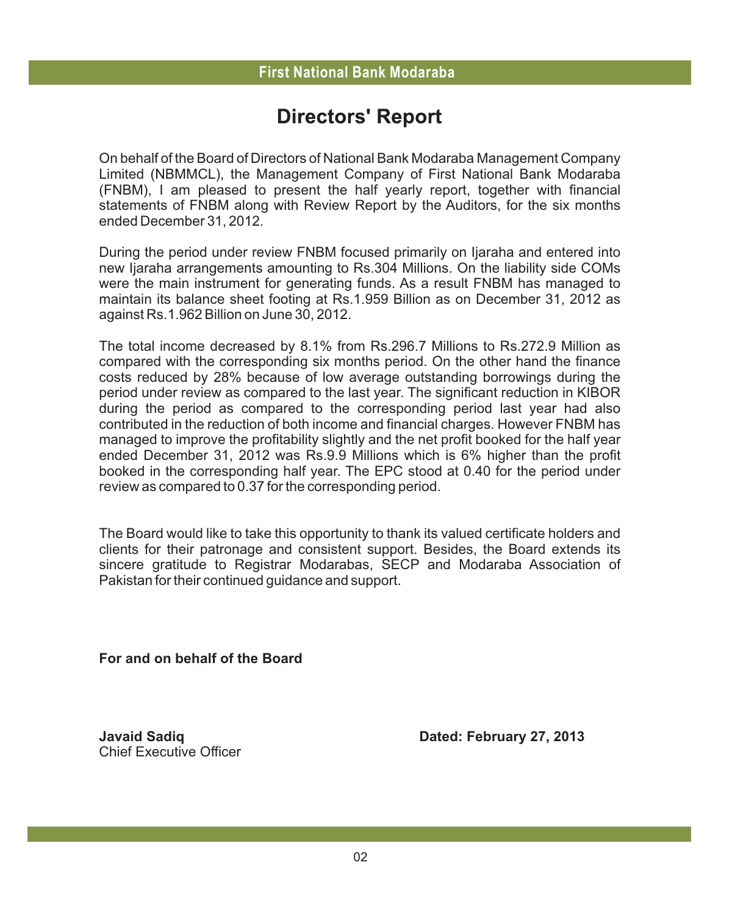# Directors' Report

On behalf of the Board of Directors of National Bank Modaraba Management Company Limited (NBMMCL), the Management Company of First National Bank Modaraba (FNBM), I am pleased to present the half yearly report, together with financial statements of FNBM along with Review Report by the Auditors, for the six months ended December 31, 2012.

During the period under review FNBM focused primarily on Ijaraha and entered into new Ijaraha arrangements amounting to Rs.304 Millions. On the liability side COMs were the main instrument for generating funds. As a result FNBM has managed to maintain its balance sheet footing at Rs.1.959 Billion as on December 31, 2012 as against Rs.1.962 Billion on June 30, 2012.

The total income decreased by 8.1% from Rs.296.7 Millions to Rs.272.9 Million as compared with the corresponding six months period. On the other hand the finance costs reduced by 28% because of low average outstanding borrowings during the period under review as compared to the last year. The significant reduction in KIBOR during the period as compared to the corresponding period last year had also contributed in the reduction of both income and financial charges. However FNBM has managed to improve the profitability slightly and the net profit booked for the half year ended December 31, 2012 was Rs.9.9 Millions which is 6% higher than the profit booked in the corresponding half year. The EPC stood at 0.40 for the period under review as compared to 0.37 for the corresponding period.

The Board would like to take this opportunity to thank its valued certificate holders and clients for their patronage and consistent support. Besides, the Board extends its sincere gratitude to Registrar Modarabas, SECP and Modaraba Association of Pakistan for their continued guidance and support.

**For and on behalf of the Board**

**Javaid Sadiq**
Chief Executive Officer

**Dated: February 27, 2013**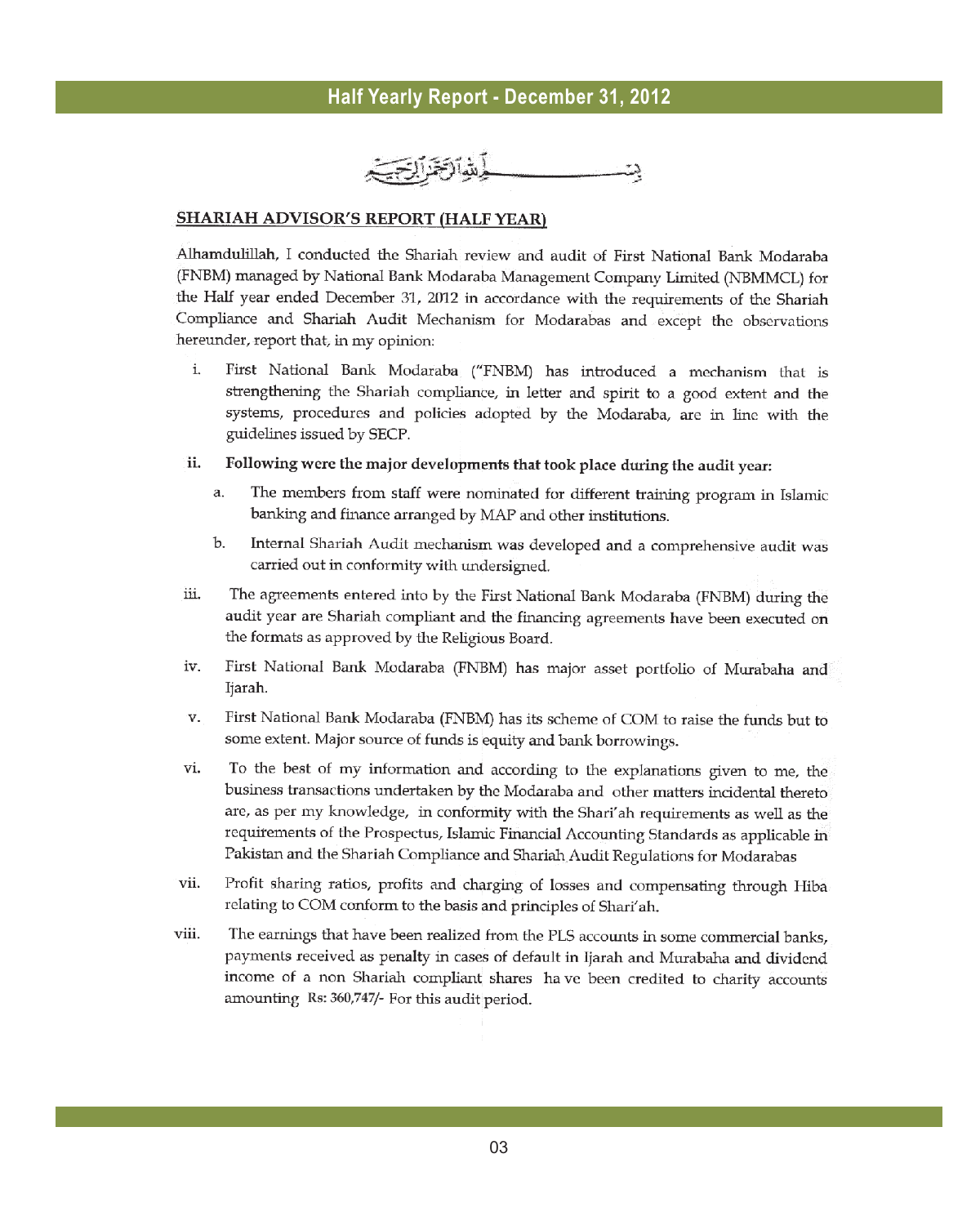بسم الله الرحمن الرحيم

## SHARIAH ADVISOR'S REPORT (HALF YEAR)

**Alhamdulillah**, I conducted the Shariah review and audit of First National Bank Modaraba (FNBM) managed by National Bank Modaraba Management Company Limited (NBMMCL) for the Half year ended December 31, 2012 in accordance with the requirements of the Shariah Compliance and Shariah Audit Mechanism for Modarabas and except the observations hereunder, report that, in my opinion:

i. First National Bank Modaraba ("FNBM) has introduced a mechanism that is strengthening the Shariah compliance, in letter and spirit to a good extent and the systems, procedures and policies adopted by the Modaraba, are in line with the guidelines issued by SECP.

ii. **Following were the major developments that took place during the audit year:**

   a. The members from staff were nominated for different training program in Islamic banking and finance arranged by MAP and other institutions.

   b. Internal Shariah Audit mechanism was developed and a comprehensive audit was carried out in conformity with undersigned.

iii. The agreements entered into by the First National Bank Modaraba (FNBM) during the audit year are Shariah compliant and the financing agreements have been executed on the formats as approved by the Religious Board.

iv. First National Bank Modaraba (FNBM) has major asset portfolio of Murabaha and Ijarah.

v. First National Bank Modaraba (FNBM) has its scheme of COM to raise the funds but to some extent. Major source of funds is equity and bank borrowings.

vi. To the best of my information and according to the explanations given to me, the business transactions undertaken by the Modaraba and other matters incidental thereto are, as per my knowledge, in conformity with the Shari'ah requirements as well as the requirements of the Prospectus, Islamic Financial Accounting Standards as applicable in Pakistan and the Shariah Compliance and Shariah Audit Regulations for Modarabas

vii. Profit sharing ratios, profits and charging of losses and compensating through Hiba relating to COM conform to the basis and principles of Shari'ah.

viii. The earnings that have been realized from the PLS accounts in some commercial banks, payments received as penalty in cases of default in Ijarah and Murabaha and dividend income of a non Shariah compliant shares have been credited to charity accounts amounting Rs: 360,747/- For this audit period.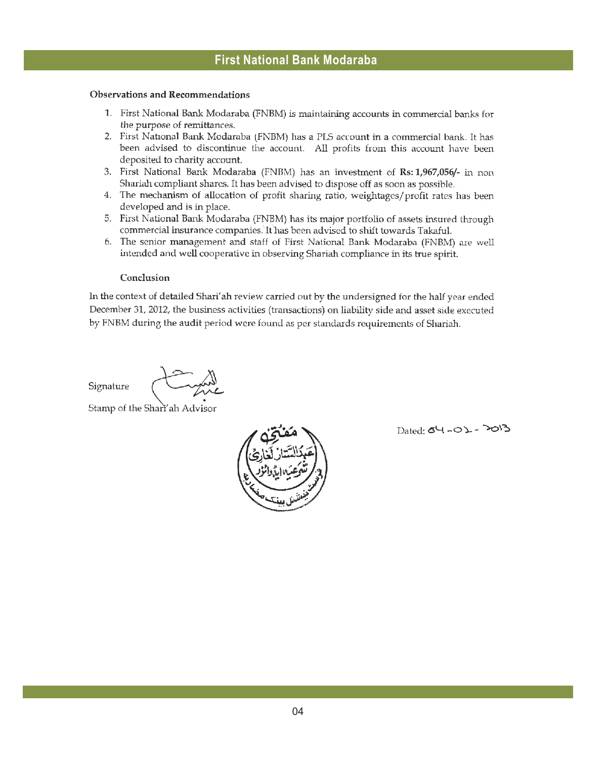## Observations and Recommendations

1. First National Bank Modaraba (FNBM) is maintaining accounts in commercial banks for the purpose of remittances.
2. First National Bank Modaraba (FNBM) has a PLS account in a commercial bank. It has been advised to discontinue the account. All profits from this account have been deposited to charity account.
3. First National Bank Modaraba (FNBM) has an investment of **Rs: 1,967,056/-** in non Shariah compliant shares. It has been advised to dispose off as soon as possible.
4. The mechanism of allocation of profit sharing ratio, weightages/profit rates has been developed and is in place.
5. First National Bank Modaraba (FNBM) has its major portfolio of assets insured through commercial insurance companies. It has been advised to shift towards Takaful.
6. The senior management and staff of First National Bank Modaraba (FNBM) are well intended and well cooperative in observing Shariah compliance in its true spirit.

### Conclusion

In the context of detailed Shari'ah review carried out by the undersigned for the half year ended December 31, 2012, the business activities (transactions) on liability side and asset side executed by FNBM during the audit period were found as per standards requirements of Shariah.

Signature

Stamp of the Shari'ah Advisor

مفتی عبدالستار لغاری شرعیہ ایڈوائزر فرسٹ نیشنل بینک مضاربہ

Dated: 04-02-2013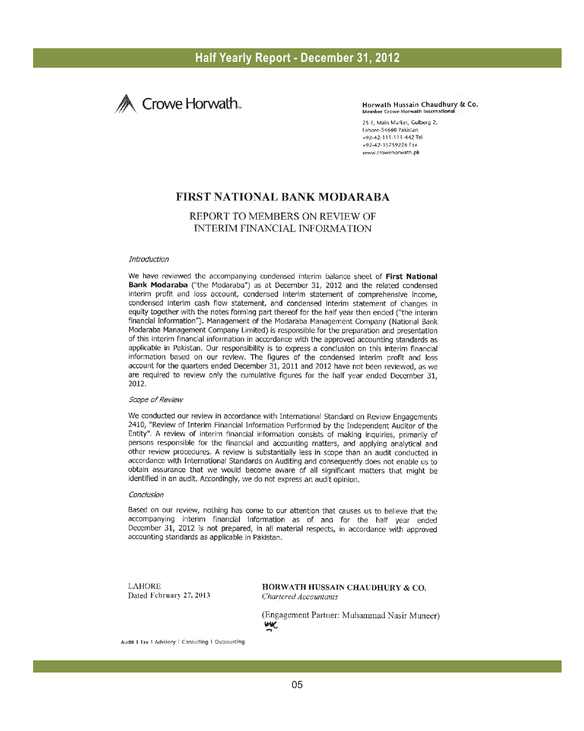Crowe Horwath.

**Horwath Hussain Chaudhury & Co.**
Member Crowe Horwath International

25-E, Main Market, Gulberg 2,
Lahore-54660 Pakistan
+92-42-111-111-442 Tel
+92-42-35759226 Fax
www.crowehorwath.pk

# FIRST NATIONAL BANK MODARABA

## REPORT TO MEMBERS ON REVIEW OF INTERIM FINANCIAL INFORMATION

*Introduction*

We have reviewed the accompanying condensed interim balance sheet of **First National Bank Modaraba** ("the Modaraba") as at December 31, 2012 and the related condensed interim profit and loss account, condensed interim statement of comprehensive income, condensed interim cash flow statement, and condensed interim statement of changes in equity together with the notes forming part thereof for the half year then ended ("the interim financial information"). Management of the Modaraba Management Company (National Bank Modaraba Management Company Limited) is responsible for the preparation and presentation of this interim financial information in accordance with the approved accounting standards as applicable in Pakistan. Our responsibility is to express a conclusion on this interim financial information based on our review. The figures of the condensed interim profit and loss account for the quarters ended December 31, 2011 and 2012 have not been reviewed, as we are required to review only the cumulative figures for the half year ended December 31, 2012.

*Scope of Review*

We conducted our review in accordance with International Standard on Review Engagements 2410, "Review of Interim Financial Information Performed by the Independent Auditor of the Entity". A review of interim financial information consists of making inquiries, primarily of persons responsible for the financial and accounting matters, and applying analytical and other review procedures. A review is substantially less in scope than an audit conducted in accordance with International Standards on Auditing and consequently does not enable us to obtain assurance that we would become aware of all significant matters that might be identified in an audit. Accordingly, we do not express an audit opinion.

*Conclusion*

Based on our review, nothing has come to our attention that causes us to believe that the accompanying interim financial information as of and for the half year ended December 31, 2012 is not prepared, in all material respects, in accordance with approved accounting standards as applicable in Pakistan.

LAHORE
Dated February 27, 2013

**HORWATH HUSSAIN CHAUDHURY & CO.**
*Chartered Accountants*

(Engagement Partner: Muhammad Nasir Muneer)

Audit | Tax | Advisory | Consulting | Outsourcing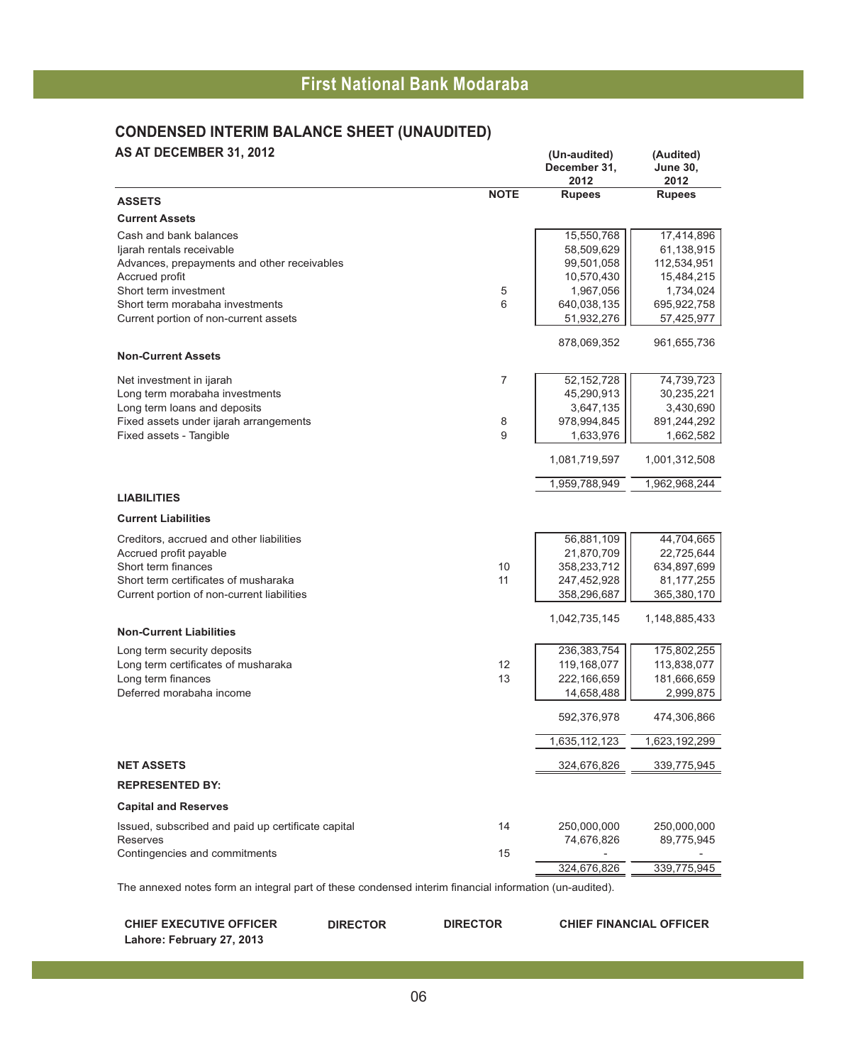# First National Bank Modaraba

## CONDENSED INTERIM BALANCE SHEET (UNAUDITED)

### AS AT DECEMBER 31, 2012

| | NOTE | (Un-audited) December 31, 2012 Rupees | (Audited) June 30, 2012 Rupees |
|---|---|---|---|
| **ASSETS** | | | |
| **Current Assets** | | | |
| Cash and bank balances | | 15,550,768 | 17,414,896 |
| Ijarah rentals receivable | | 58,509,629 | 61,138,915 |
| Advances, prepayments and other receivables | | 99,501,058 | 112,534,951 |
| Accrued profit | | 10,570,430 | 15,484,215 |
| Short term investment | 5 | 1,967,056 | 1,734,024 |
| Short term morabaha investments | 6 | 640,038,135 | 695,922,758 |
| Current portion of non-current assets | | 51,932,276 | 57,425,977 |
| | | 878,069,352 | 961,655,736 |
| **Non-Current Assets** | | | |
| Net investment in ijarah | 7 | 52,152,728 | 74,739,723 |
| Long term morabaha investments | | 45,290,913 | 30,235,221 |
| Long term loans and deposits | | 3,647,135 | 3,430,690 |
| Fixed assets under ijarah arrangements | 8 | 978,994,845 | 891,244,292 |
| Fixed assets - Tangible | 9 | 1,633,976 | 1,662,582 |
| | | 1,081,719,597 | 1,001,312,508 |
| | | 1,959,788,949 | 1,962,968,244 |
| **LIABILITIES** | | | |
| **Current Liabilities** | | | |
| Creditors, accrued and other liabilities | | 56,881,109 | 44,704,665 |
| Accrued profit payable | | 21,870,709 | 22,725,644 |
| Short term finances | 10 | 358,233,712 | 634,897,699 |
| Short term certificates of musharaka | 11 | 247,452,928 | 81,177,255 |
| Current portion of non-current liabilities | | 358,296,687 | 365,380,170 |
| | | 1,042,735,145 | 1,148,885,433 |
| **Non-Current Liabilities** | | | |
| Long term security deposits | | 236,383,754 | 175,802,255 |
| Long term certificates of musharaka | 12 | 119,168,077 | 113,838,077 |
| Long term finances | 13 | 222,166,659 | 181,666,659 |
| Deferred morabaha income | | 14,658,488 | 2,999,875 |
| | | 592,376,978 | 474,306,866 |
| | | 1,635,112,123 | 1,623,192,299 |
| **NET ASSETS** | | 324,676,826 | 339,775,945 |
| **REPRESENTED BY:** | | | |
| **Capital and Reserves** | | | |
| Issued, subscribed and paid up certificate capital | 14 | 250,000,000 | 250,000,000 |
| Reserves | | 74,676,826 | 89,775,945 |
| Contingencies and commitments | 15 | - | - |
| | | 324,676,826 | 339,775,945 |

The annexed notes form an integral part of these condensed interim financial information (un-audited).

**CHIEF EXECUTIVE OFFICER** **DIRECTOR** **DIRECTOR** **CHIEF FINANCIAL OFFICER**

**Lahore: February 27, 2013**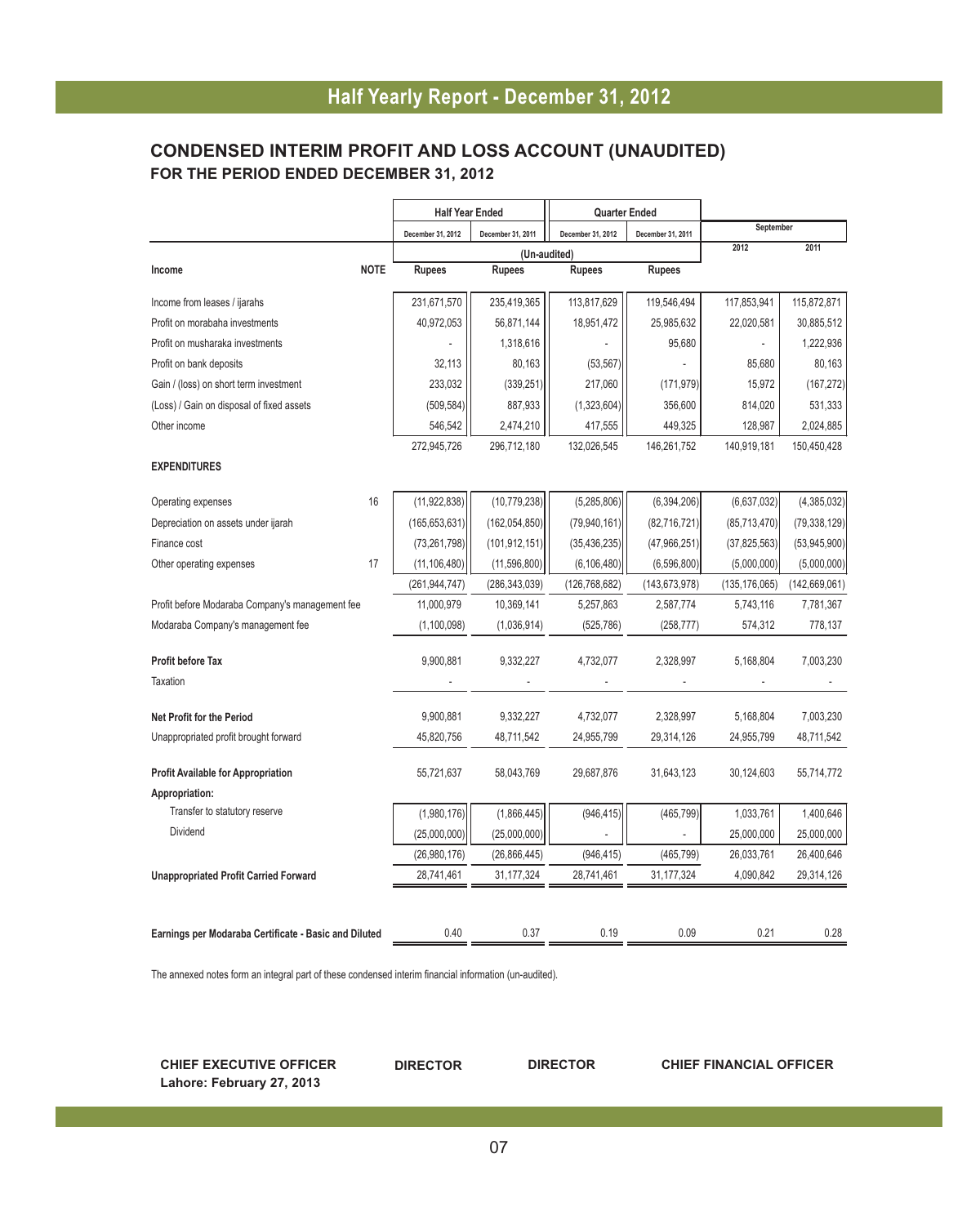# Half Yearly Report - December 31, 2012

## CONDENSED INTERIM PROFIT AND LOSS ACCOUNT (UNAUDITED)
### FOR THE PERIOD ENDED DECEMBER 31, 2012

| | | Half Year Ended | | Quarter Ended | | September | |
|---|---|---|---|---|---|---|---|
| | | December 31, 2012 | December 31, 2011 | December 31, 2012 | December 31, 2011 | 2012 | 2011 |
| | | (Un-audited) | | | | | |
| **Income** | **NOTE** | **Rupees** | **Rupees** | **Rupees** | **Rupees** | | |
| Income from leases / ijarahs | | 231,671,570 | 235,419,365 | 113,817,629 | 119,546,494 | 117,853,941 | 115,872,871 |
| Profit on morabaha investments | | 40,972,053 | 56,871,144 | 18,951,472 | 25,985,632 | 22,020,581 | 30,885,512 |
| Profit on musharaka investments | | - | 1,318,616 | - | 95,680 | - | 1,222,936 |
| Profit on bank deposits | | 32,113 | 80,163 | (53,567) | - | 85,680 | 80,163 |
| Gain / (loss) on short term investment | | 233,032 | (339,251) | 217,060 | (171,979) | 15,972 | (167,272) |
| (Loss) / Gain on disposal of fixed assets | | (509,584) | 887,933 | (1,323,604) | 356,600 | 814,020 | 531,333 |
| Other income | | 546,542 | 2,474,210 | 417,555 | 449,325 | 128,987 | 2,024,885 |
| | | 272,945,726 | 296,712,180 | 132,026,545 | 146,261,752 | 140,919,181 | 150,450,428 |
| **EXPENDITURES** | | | | | | | |
| Operating expenses | 16 | (11,922,838) | (10,779,238) | (5,285,806) | (6,394,206) | (6,637,032) | (4,385,032) |
| Depreciation on assets under ijarah | | (165,653,631) | (162,054,850) | (79,940,161) | (82,716,721) | (85,713,470) | (79,338,129) |
| Finance cost | | (73,261,798) | (101,912,151) | (35,436,235) | (47,966,251) | (37,825,563) | (53,945,900) |
| Other operating expenses | 17 | (11,106,480) | (11,596,800) | (6,106,480) | (6,596,800) | (5,000,000) | (5,000,000) |
| | | (261,944,747) | (286,343,039) | (126,768,682) | (143,673,978) | (135,176,065) | (142,669,061) |
| Profit before Modaraba Company's management fee | | 11,000,979 | 10,369,141 | 5,257,863 | 2,587,774 | 5,743,116 | 7,781,367 |
| Modaraba Company's management fee | | (1,100,098) | (1,036,914) | (525,786) | (258,777) | 574,312 | 778,137 |
| **Profit before Tax** | | 9,900,881 | 9,332,227 | 4,732,077 | 2,328,997 | 5,168,804 | 7,003,230 |
| Taxation | | - | - | - | - | - | - |
| **Net Profit for the Period** | | 9,900,881 | 9,332,227 | 4,732,077 | 2,328,997 | 5,168,804 | 7,003,230 |
| Unappropriated profit brought forward | | 45,820,756 | 48,711,542 | 24,955,799 | 29,314,126 | 24,955,799 | 48,711,542 |
| **Profit Available for Appropriation** | | 55,721,637 | 58,043,769 | 29,687,876 | 31,643,123 | 30,124,603 | 55,714,772 |
| **Appropriation:** | | | | | | | |
| Transfer to statutory reserve | | (1,980,176) | (1,866,445) | (946,415) | (465,799) | 1,033,761 | 1,400,646 |
| Dividend | | (25,000,000) | (25,000,000) | - | - | 25,000,000 | 25,000,000 |
| | | (26,980,176) | (26,866,445) | (946,415) | (465,799) | 26,033,761 | 26,400,646 |
| **Unappropriated Profit Carried Forward** | | 28,741,461 | 31,177,324 | 28,741,461 | 31,177,324 | 4,090,842 | 29,314,126 |
| **Earnings per Modaraba Certificate - Basic and Diluted** | | 0.40 | 0.37 | 0.19 | 0.09 | 0.21 | 0.28 |

The annexed notes form an integral part of these condensed interim financial information (un-audited).

**CHIEF EXECUTIVE OFFICER** **DIRECTOR** **DIRECTOR** **CHIEF FINANCIAL OFFICER**

**Lahore: February 27, 2013**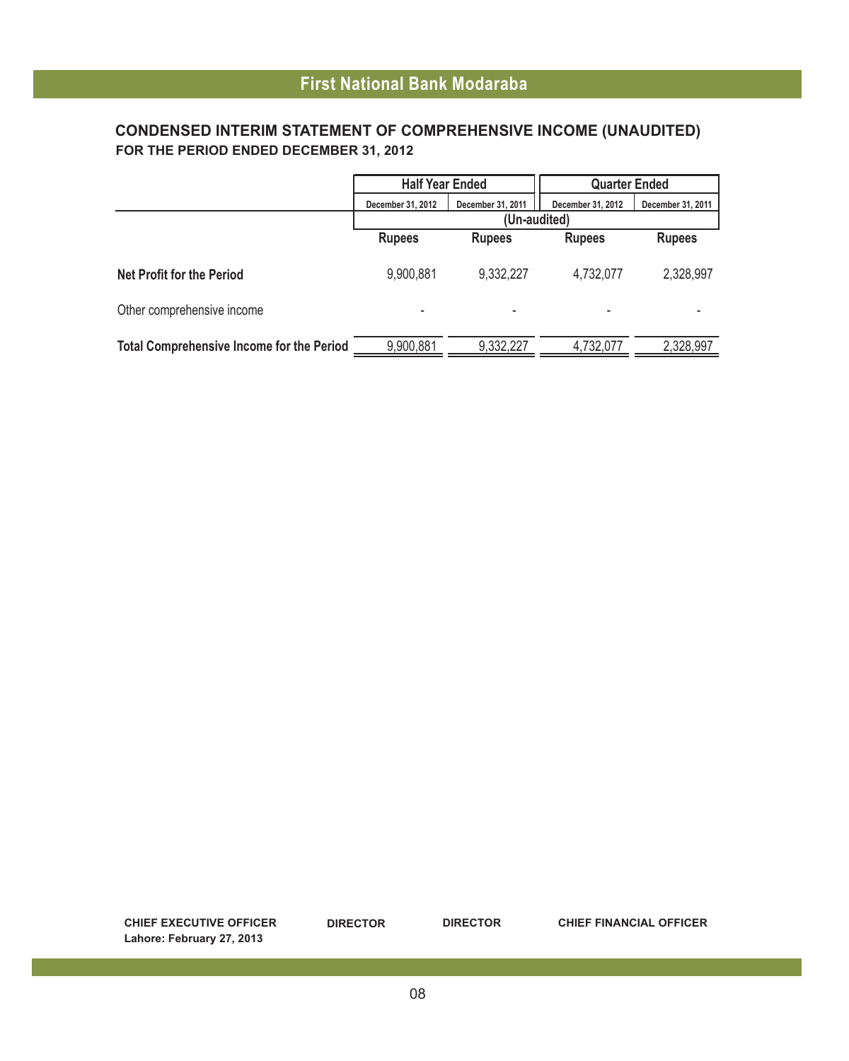## First National Bank Modaraba

### CONDENSED INTERIM STATEMENT OF COMPREHENSIVE INCOME (UNAUDITED)

**FOR THE PERIOD ENDED DECEMBER 31, 2012**

| | Half Year Ended | | Quarter Ended | |
|---|---|---|---|---|
| | December 31, 2012 | December 31, 2011 | December 31, 2012 | December 31, 2011 |
| | (Un-audited) | | | |
| | **Rupees** | **Rupees** | **Rupees** | **Rupees** |
| **Net Profit for the Period** | 9,900,881 | 9,332,227 | 4,732,077 | 2,328,997 |
| Other comprehensive income | - | - | - | - |
| **Total Comprehensive Income for the Period** | 9,900,881 | 9,332,227 | 4,732,077 | 2,328,997 |

**CHIEF EXECUTIVE OFFICER** **DIRECTOR** **DIRECTOR** **CHIEF FINANCIAL OFFICER**

**Lahore: February 27, 2013**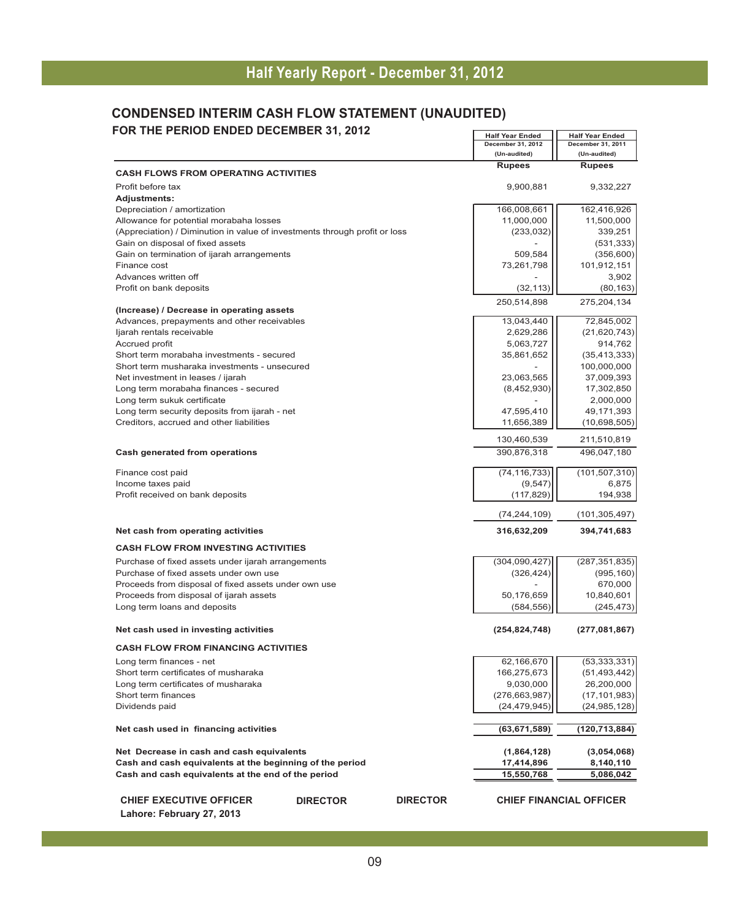# CONDENSED INTERIM CASH FLOW STATEMENT (UNAUDITED)

## FOR THE PERIOD ENDED DECEMBER 31, 2012

| | Half Year Ended December 31, 2012 (Un-audited) | Half Year Ended December 31, 2011 (Un-audited) |
|---|---|---|
| | Rupees | Rupees |
| **CASH FLOWS FROM OPERATING ACTIVITIES** | | |
| Profit before tax | 9,900,881 | 9,332,227 |
| **Adjustments:** | | |
| Depreciation / amortization | 166,008,661 | 162,416,926 |
| Allowance for potential morabaha losses | 11,000,000 | 11,500,000 |
| (Appreciation) / Diminution in value of investments through profit or loss | (233,032) | 339,251 |
| Gain on disposal of fixed assets | - | (531,333) |
| Gain on termination of ijarah arrangements | 509,584 | (356,600) |
| Finance cost | 73,261,798 | 101,912,151 |
| Advances written off | - | 3,902 |
| Profit on bank deposits | (32,113) | (80,163) |
| | 250,514,898 | 275,204,134 |
| **(Increase) / Decrease in operating assets** | | |
| Advances, prepayments and other receivables | 13,043,440 | 72,845,002 |
| Ijarah rentals receivable | 2,629,286 | (21,620,743) |
| Accrued profit | 5,063,727 | 914,762 |
| Short term morabaha investments - secured | 35,861,652 | (35,413,333) |
| Short term musharaka investments - unsecured | - | 100,000,000 |
| Net investment in leases / ijarah | 23,063,565 | 37,009,393 |
| Long term morabaha finances - secured | (8,452,930) | 17,302,850 |
| Long term sukuk certificate | - | 2,000,000 |
| Long term security deposits from ijarah - net | 47,595,410 | 49,171,393 |
| Creditors, accrued and other liabilities | 11,656,389 | (10,698,505) |
| | 130,460,539 | 211,510,819 |
| **Cash generated from operations** | 390,876,318 | 496,047,180 |
| Finance cost paid | (74,116,733) | (101,507,310) |
| Income taxes paid | (9,547) | 6,875 |
| Profit received on bank deposits | (117,829) | 194,938 |
| | (74,244,109) | (101,305,497) |
| **Net cash from operating activities** | **316,632,209** | **394,741,683** |
| **CASH FLOW FROM INVESTING ACTIVITIES** | | |
| Purchase of fixed assets under ijarah arrangements | (304,090,427) | (287,351,835) |
| Purchase of fixed assets under own use | (326,424) | (995,160) |
| Proceeds from disposal of fixed assets under own use | - | 670,000 |
| Proceeds from disposal of ijarah assets | 50,176,659 | 10,840,601 |
| Long term loans and deposits | (584,556) | (245,473) |
| **Net cash used in investing activities** | **(254,824,748)** | **(277,081,867)** |
| **CASH FLOW FROM FINANCING ACTIVITIES** | | |
| Long term finances - net | 62,166,670 | (53,333,331) |
| Short term certificates of musharaka | 166,275,673 | (51,493,442) |
| Long term certificates of musharaka | 9,030,000 | 26,200,000 |
| Short term finances | (276,663,987) | (17,101,983) |
| Dividends paid | (24,479,945) | (24,985,128) |
| **Net cash used in financing activities** | **(63,671,589)** | **(120,713,884)** |
| **Net Decrease in cash and cash equivalents** | **(1,864,128)** | **(3,054,068)** |
| **Cash and cash equivalents at the beginning of the period** | **17,414,896** | **8,140,110** |
| **Cash and cash equivalents at the end of the period** | **15,550,768** | **5,086,042** |

**CHIEF EXECUTIVE OFFICER** **DIRECTOR** **DIRECTOR** **CHIEF FINANCIAL OFFICER**

**Lahore: February 27, 2013**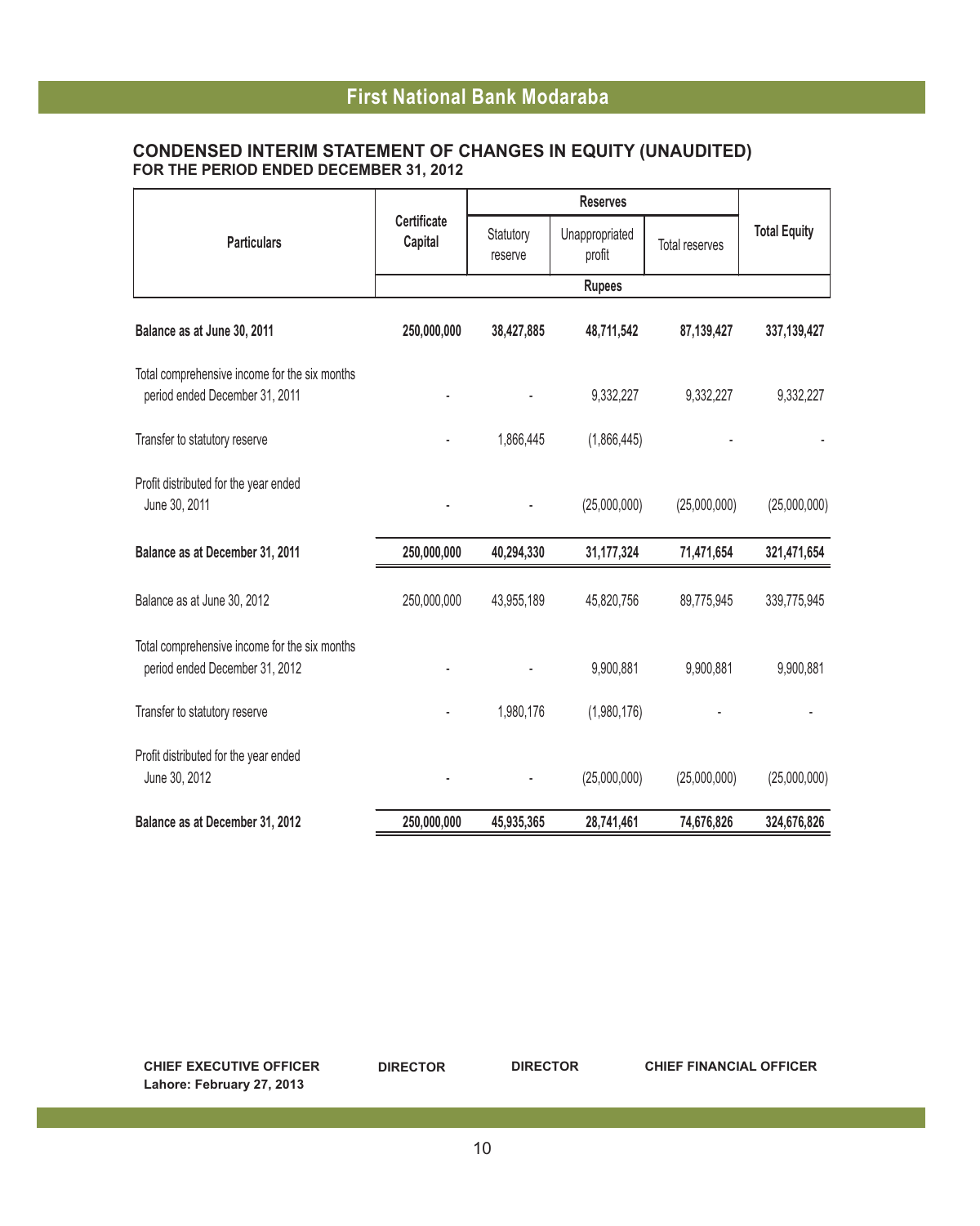# First National Bank Modaraba

## CONDENSED INTERIM STATEMENT OF CHANGES IN EQUITY (UNAUDITED)
### FOR THE PERIOD ENDED DECEMBER 31, 2012

| Particulars | Certificate Capital | Reserves | | | Total Equity |
|---|---|---|---|---|---|
| | | Statutory reserve | Unappropriated profit | Total reserves | |
| | Rupees | | | | |
| **Balance as at June 30, 2011** | **250,000,000** | **38,427,885** | **48,711,542** | **87,139,427** | **337,139,427** |
| Total comprehensive income for the six months period ended December 31, 2011 | - | - | 9,332,227 | 9,332,227 | 9,332,227 |
| Transfer to statutory reserve | - | 1,866,445 | (1,866,445) | - | - |
| Profit distributed for the year ended June 30, 2011 | - | - | (25,000,000) | (25,000,000) | (25,000,000) |
| **Balance as at December 31, 2011** | **250,000,000** | **40,294,330** | **31,177,324** | **71,471,654** | **321,471,654** |
| Balance as at June 30, 2012 | 250,000,000 | 43,955,189 | 45,820,756 | 89,775,945 | 339,775,945 |
| Total comprehensive income for the six months period ended December 31, 2012 | - | - | 9,900,881 | 9,900,881 | 9,900,881 |
| Transfer to statutory reserve | - | 1,980,176 | (1,980,176) | - | - |
| Profit distributed for the year ended June 30, 2012 | - | - | (25,000,000) | (25,000,000) | (25,000,000) |
| **Balance as at December 31, 2012** | **250,000,000** | **45,935,365** | **28,741,461** | **74,676,826** | **324,676,826** |

**CHIEF EXECUTIVE OFFICER** **DIRECTOR** **DIRECTOR** **CHIEF FINANCIAL OFFICER**

**Lahore: February 27, 2013**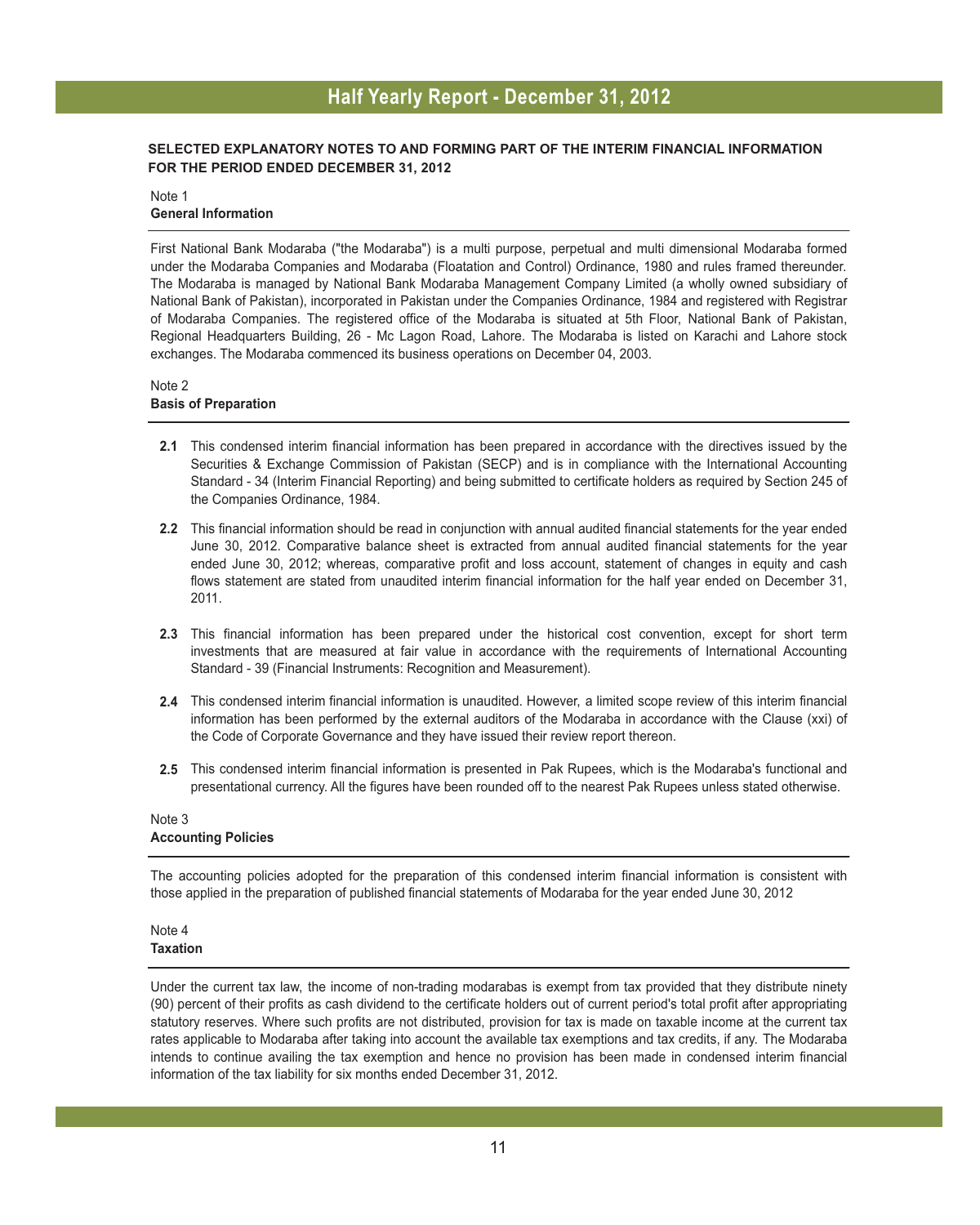## SELECTED EXPLANATORY NOTES TO AND FORMING PART OF THE INTERIM FINANCIAL INFORMATION FOR THE PERIOD ENDED DECEMBER 31, 2012

Note 1
**General Information**

First National Bank Modaraba ("the Modaraba") is a multi purpose, perpetual and multi dimensional Modaraba formed under the Modaraba Companies and Modaraba (Floatation and Control) Ordinance, 1980 and rules framed thereunder. The Modaraba is managed by National Bank Modaraba Management Company Limited (a wholly owned subsidiary of National Bank of Pakistan), incorporated in Pakistan under the Companies Ordinance, 1984 and registered with Registrar of Modaraba Companies. The registered office of the Modaraba is situated at 5th Floor, National Bank of Pakistan, Regional Headquarters Building, 26 - Mc Lagon Road, Lahore. The Modaraba is listed on Karachi and Lahore stock exchanges. The Modaraba commenced its business operations on December 04, 2003.

Note 2
**Basis of Preparation**

**2.1** This condensed interim financial information has been prepared in accordance with the directives issued by the Securities & Exchange Commission of Pakistan (SECP) and is in compliance with the International Accounting Standard - 34 (Interim Financial Reporting) and being submitted to certificate holders as required by Section 245 of the Companies Ordinance, 1984.

**2.2** This financial information should be read in conjunction with annual audited financial statements for the year ended June 30, 2012. Comparative balance sheet is extracted from annual audited financial statements for the year ended June 30, 2012; whereas, comparative profit and loss account, statement of changes in equity and cash flows statement are stated from unaudited interim financial information for the half year ended on December 31, 2011.

**2.3** This financial information has been prepared under the historical cost convention, except for short term investments that are measured at fair value in accordance with the requirements of International Accounting Standard - 39 (Financial Instruments: Recognition and Measurement).

**2.4** This condensed interim financial information is unaudited. However, a limited scope review of this interim financial information has been performed by the external auditors of the Modaraba in accordance with the Clause (xxi) of the Code of Corporate Governance and they have issued their review report thereon.

**2.5** This condensed interim financial information is presented in Pak Rupees, which is the Modaraba's functional and presentational currency. All the figures have been rounded off to the nearest Pak Rupees unless stated otherwise.

Note 3
**Accounting Policies**

The accounting policies adopted for the preparation of this condensed interim financial information is consistent with those applied in the preparation of published financial statements of Modaraba for the year ended June 30, 2012

Note 4
**Taxation**

Under the current tax law, the income of non-trading modarabas is exempt from tax provided that they distribute ninety (90) percent of their profits as cash dividend to the certificate holders out of current period's total profit after appropriating statutory reserves. Where such profits are not distributed, provision for tax is made on taxable income at the current tax rates applicable to Modaraba after taking into account the available tax exemptions and tax credits, if any. The Modaraba intends to continue availing the tax exemption and hence no provision has been made in condensed interim financial information of the tax liability for six months ended December 31, 2012.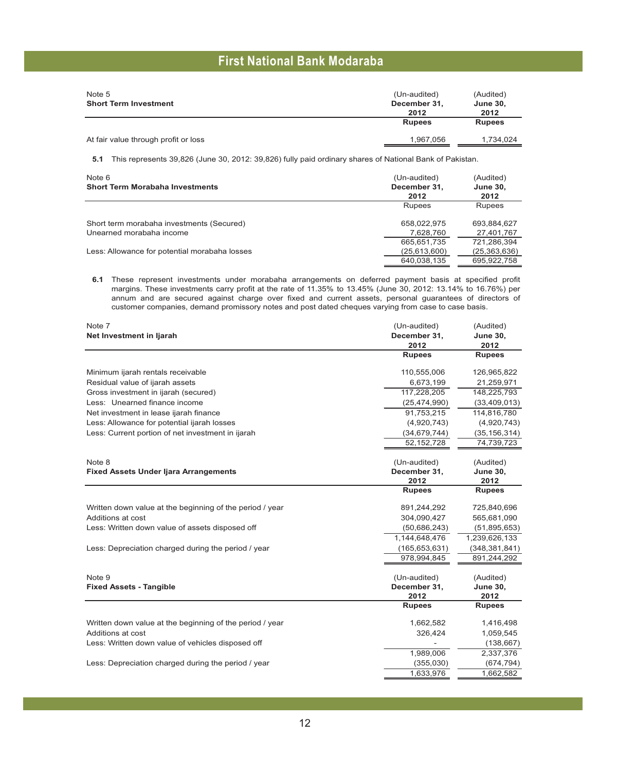**Note 5**

**Short Term Investment**

| | (Un-audited) December 31, 2012 | (Audited) June 30, 2012 |
|---|---|---|
| | **Rupees** | **Rupees** |
| At fair value through profit or loss | 1,967,056 | 1,734,024 |

**5.1** This represents 39,826 (June 30, 2012: 39,826) fully paid ordinary shares of National Bank of Pakistan.

**Note 6**

**Short Term Morabaha Investments**

| | (Un-audited) December 31, 2012 | (Audited) June 30, 2012 |
|---|---|---|
| | Rupees | Rupees |
| Short term morabaha investments (Secured) | 658,022,975 | 693,884,627 |
| Unearned morabaha income | 7,628,760 | 27,401,767 |
| | 665,651,735 | 721,286,394 |
| Less: Allowance for potential morabaha losses | (25,613,600) | (25,363,636) |
| | 640,038,135 | 695,922,758 |

**6.1** These represent investments under morabaha arrangements on deferred payment basis at specified profit margins. These investments carry profit at the rate of 11.35% to 13.45% (June 30, 2012: 13.14% to 16.76%) per annum and are secured against charge over fixed and current assets, personal guarantees of directors of customer companies, demand promissory notes and post dated cheques varying from case to case basis.

**Note 7**

**Net Investment in Ijarah**

| | (Un-audited) December 31, 2012 | (Audited) June 30, 2012 |
|---|---|---|
| | **Rupees** | **Rupees** |
| Minimum ijarah rentals receivable | 110,555,006 | 126,965,822 |
| Residual value of ijarah assets | 6,673,199 | 21,259,971 |
| Gross investment in ijarah (secured) | 117,228,205 | 148,225,793 |
| Less: Unearned finance income | (25,474,990) | (33,409,013) |
| Net investment in lease ijarah finance | 91,753,215 | 114,816,780 |
| Less: Allowance for potential ijarah losses | (4,920,743) | (4,920,743) |
| Less: Current portion of net investment in ijarah | (34,679,744) | (35,156,314) |
| | 52,152,728 | 74,739,723 |

**Note 8**

**Fixed Assets Under Ijara Arrangements**

| | (Un-audited) December 31, 2012 | (Audited) June 30, 2012 |
|---|---|---|
| | **Rupees** | **Rupees** |
| Written down value at the beginning of the period / year | 891,244,292 | 725,840,696 |
| Additions at cost | 304,090,427 | 565,681,090 |
| Less: Written down value of assets disposed off | (50,686,243) | (51,895,653) |
| | 1,144,648,476 | 1,239,626,133 |
| Less: Depreciation charged during the period / year | (165,653,631) | (348,381,841) |
| | 978,994,845 | 891,244,292 |

**Note 9**

**Fixed Assets - Tangible**

| | (Un-audited) December 31, 2012 | (Audited) June 30, 2012 |
|---|---|---|
| | **Rupees** | **Rupees** |
| Written down value at the beginning of the period / year | 1,662,582 | 1,416,498 |
| Additions at cost | 326,424 | 1,059,545 |
| Less: Written down value of vehicles disposed off | - | (138,667) |
| | 1,989,006 | 2,337,376 |
| Less: Depreciation charged during the period / year | (355,030) | (674,794) |
| | 1,633,976 | 1,662,582 |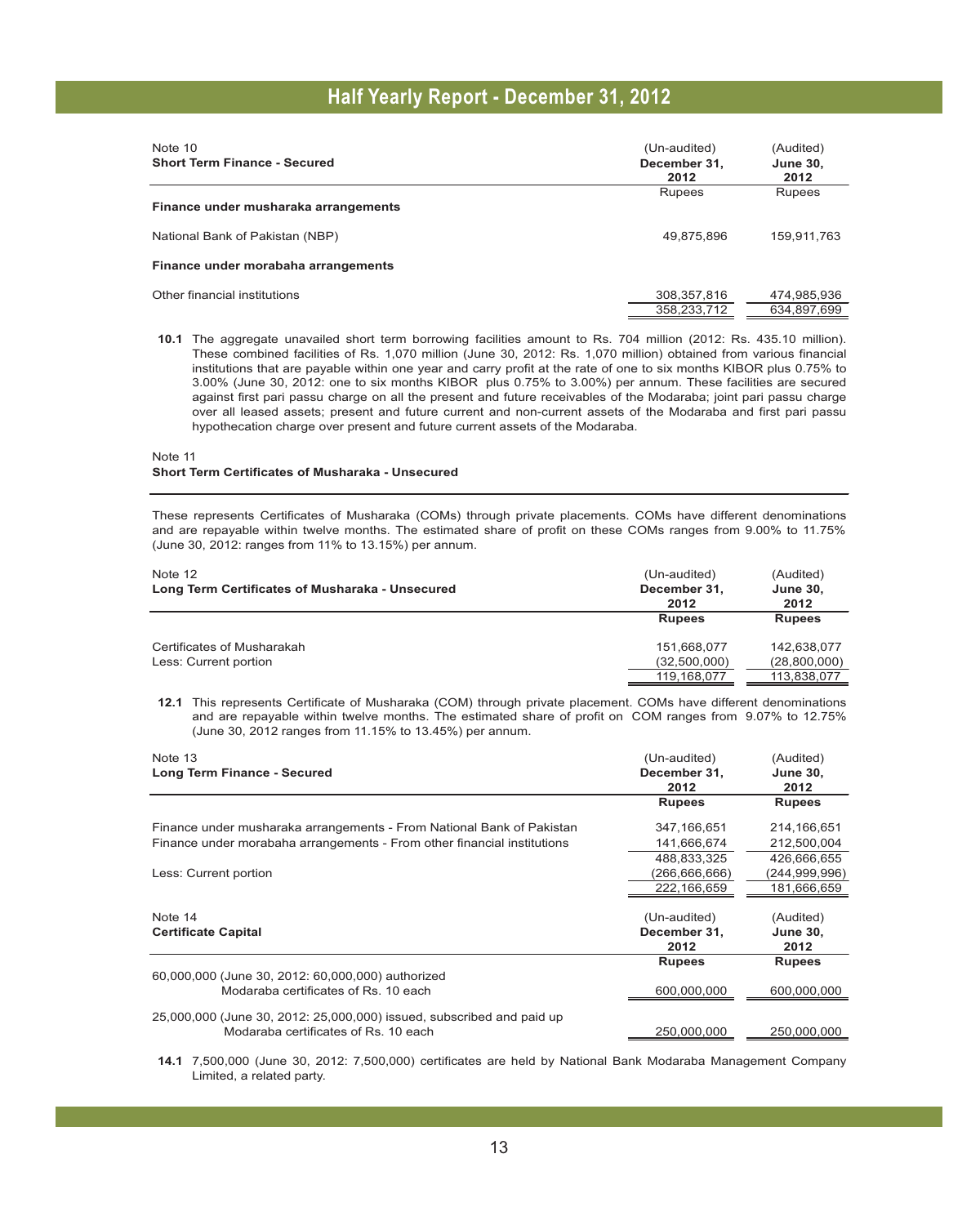### Note 10
**Short Term Finance - Secured**

| | (Un-audited) December 31, 2012 | (Audited) June 30, 2012 |
|---|---|---|
| | Rupees | Rupees |
| **Finance under musharaka arrangements** | | |
| National Bank of Pakistan (NBP) | 49,875,896 | 159,911,763 |
| **Finance under morabaha arrangements** | | |
| Other financial institutions | 308,357,816 | 474,985,936 |
| | 358,233,712 | 634,897,699 |

**10.1** The aggregate unavailed short term borrowing facilities amount to Rs. 704 million (2012: Rs. 435.10 million). These combined facilities of Rs. 1,070 million (June 30, 2012: Rs. 1,070 million) obtained from various financial institutions that are payable within one year and carry profit at the rate of one to six months KIBOR plus 0.75% to 3.00% (June 30, 2012: one to six months KIBOR plus 0.75% to 3.00%) per annum. These facilities are secured against first pari passu charge on all the present and future receivables of the Modaraba; joint pari passu charge over all leased assets; present and future current and non-current assets of the Modaraba and first pari passu hypothecation charge over present and future current assets of the Modaraba.

### Note 11
**Short Term Certificates of Musharaka - Unsecured**

These represents Certificates of Musharaka (COMs) through private placements. COMs have different denominations and are repayable within twelve months. The estimated share of profit on these COMs ranges from 9.00% to 11.75% (June 30, 2012: ranges from 11% to 13.15%) per annum.

### Note 12
**Long Term Certificates of Musharaka - Unsecured**

| | (Un-audited) December 31, 2012 | (Audited) June 30, 2012 |
|---|---|---|
| | **Rupees** | **Rupees** |
| Certificates of Musharakah | 151,668,077 | 142,638,077 |
| Less: Current portion | (32,500,000) | (28,800,000) |
| | 119,168,077 | 113,838,077 |

**12.1** This represents Certificate of Musharaka (COM) through private placement. COMs have different denominations and are repayable within twelve months. The estimated share of profit on COM ranges from 9.07% to 12.75% (June 30, 2012 ranges from 11.15% to 13.45%) per annum.

### Note 13
**Long Term Finance - Secured**

| | (Un-audited) December 31, 2012 | (Audited) June 30, 2012 |
|---|---|---|
| | **Rupees** | **Rupees** |
| Finance under musharaka arrangements - From National Bank of Pakistan | 347,166,651 | 214,166,651 |
| Finance under morabaha arrangements - From other financial institutions | 141,666,674 | 212,500,004 |
| | 488,833,325 | 426,666,655 |
| Less: Current portion | (266,666,666) | (244,999,996) |
| | 222,166,659 | 181,666,659 |

### Note 14
**Certificate Capital**

| | (Un-audited) December 31, 2012 | (Audited) June 30, 2012 |
|---|---|---|
| | **Rupees** | **Rupees** |
| 60,000,000 (June 30, 2012: 60,000,000) authorized Modaraba certificates of Rs. 10 each | 600,000,000 | 600,000,000 |
| 25,000,000 (June 30, 2012: 25,000,000) issued, subscribed and paid up Modaraba certificates of Rs. 10 each | 250,000,000 | 250,000,000 |

**14.1** 7,500,000 (June 30, 2012: 7,500,000) certificates are held by National Bank Modaraba Management Company Limited, a related party.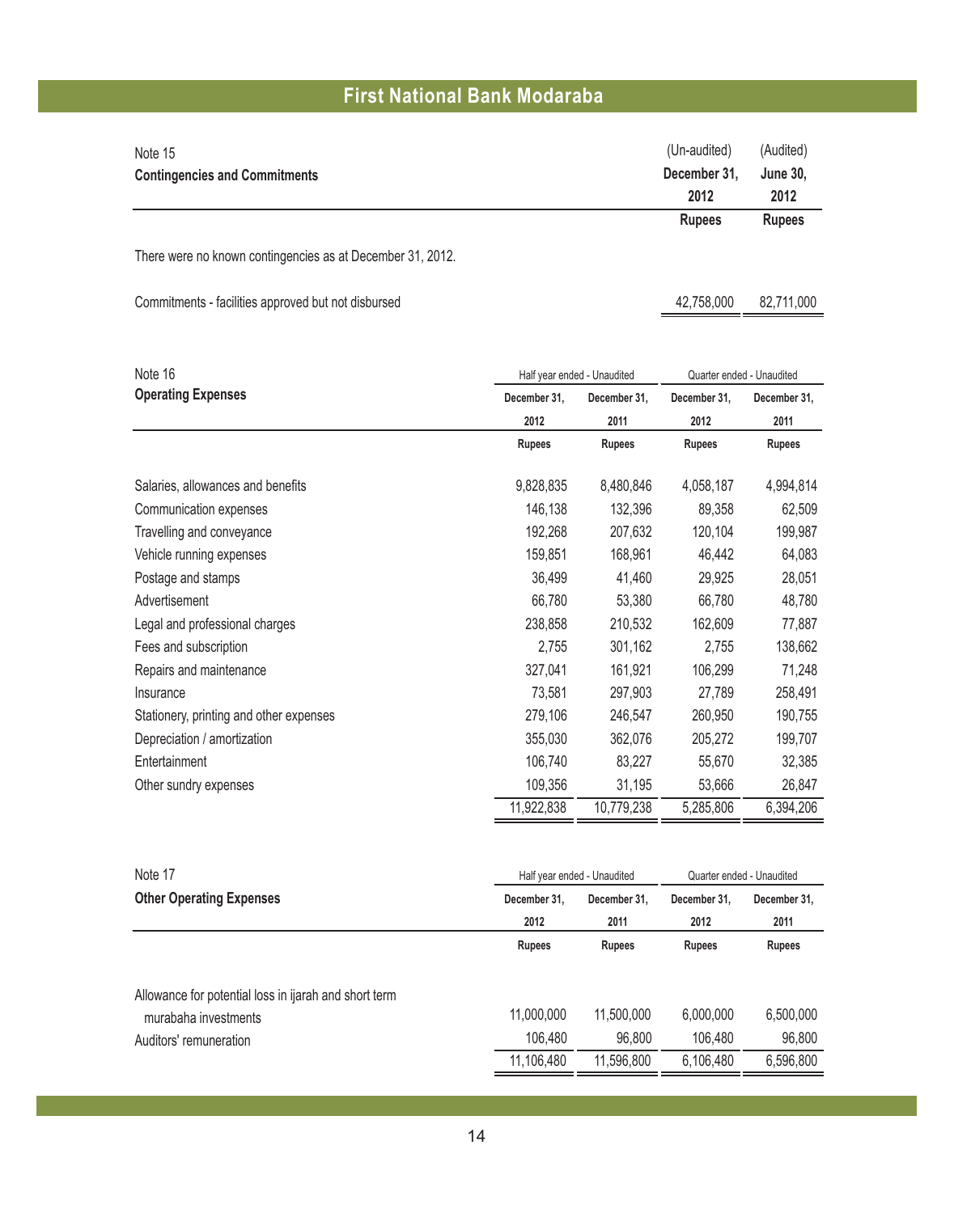# First National Bank Modaraba

## Note 15
### Contingencies and Commitments

| | (Un-audited) December 31, 2012 | (Audited) June 30, 2012 |
|---|---|---|
| | Rupees | Rupees |

There were no known contingencies as at December 31, 2012.

| | (Un-audited) December 31, 2012 | (Audited) June 30, 2012 |
|---|---|---|
| Commitments - facilities approved but not disbursed | 42,758,000 | 82,711,000 |

## Note 16
### Operating Expenses

| | Half year ended - Unaudited | | Quarter ended - Unaudited | |
|---|---|---|---|---|
| | December 31, 2012 | December 31, 2011 | December 31, 2012 | December 31, 2011 |
| | Rupees | Rupees | Rupees | Rupees |
| Salaries, allowances and benefits | 9,828,835 | 8,480,846 | 4,058,187 | 4,994,814 |
| Communication expenses | 146,138 | 132,396 | 89,358 | 62,509 |
| Travelling and conveyance | 192,268 | 207,632 | 120,104 | 199,987 |
| Vehicle running expenses | 159,851 | 168,961 | 46,442 | 64,083 |
| Postage and stamps | 36,499 | 41,460 | 29,925 | 28,051 |
| Advertisement | 66,780 | 53,380 | 66,780 | 48,780 |
| Legal and professional charges | 238,858 | 210,532 | 162,609 | 77,887 |
| Fees and subscription | 2,755 | 301,162 | 2,755 | 138,662 |
| Repairs and maintenance | 327,041 | 161,921 | 106,299 | 71,248 |
| Insurance | 73,581 | 297,903 | 27,789 | 258,491 |
| Stationery, printing and other expenses | 279,106 | 246,547 | 260,950 | 190,755 |
| Depreciation / amortization | 355,030 | 362,076 | 205,272 | 199,707 |
| Entertainment | 106,740 | 83,227 | 55,670 | 32,385 |
| Other sundry expenses | 109,356 | 31,195 | 53,666 | 26,847 |
| | 11,922,838 | 10,779,238 | 5,285,806 | 6,394,206 |

## Note 17
### Other Operating Expenses

| | Half year ended - Unaudited | | Quarter ended - Unaudited | |
|---|---|---|---|---|
| | December 31, 2012 | December 31, 2011 | December 31, 2012 | December 31, 2011 |
| | Rupees | Rupees | Rupees | Rupees |
| Allowance for potential loss in ijarah and short term murabaha investments | 11,000,000 | 11,500,000 | 6,000,000 | 6,500,000 |
| Auditors' remuneration | 106,480 | 96,800 | 106,480 | 96,800 |
| | 11,106,480 | 11,596,800 | 6,106,480 | 6,596,800 |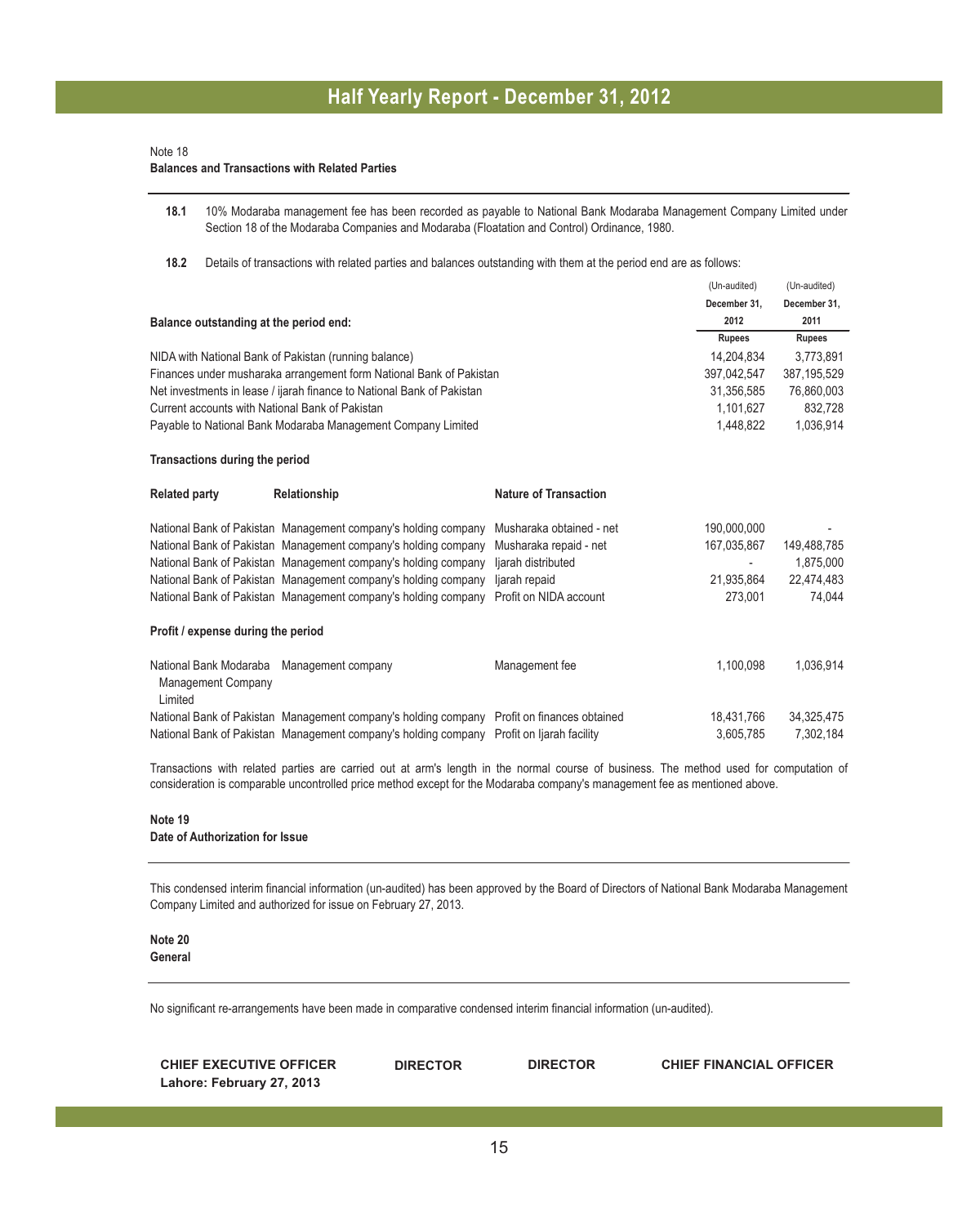Note 18
**Balances and Transactions with Related Parties**

**18.1** 10% Modaraba management fee has been recorded as payable to National Bank Modaraba Management Company Limited under Section 18 of the Modaraba Companies and Modaraba (Floatation and Control) Ordinance, 1980.

**18.2** Details of transactions with related parties and balances outstanding with them at the period end are as follows:

| | | | (Un-audited) December 31, 2012 | (Un-audited) December 31, 2011 |
|---|---|---|---|---|
| **Balance outstanding at the period end:** | | | **Rupees** | **Rupees** |
| NIDA with National Bank of Pakistan (running balance) | | | 14,204,834 | 3,773,891 |
| Finances under musharaka arrangement form National Bank of Pakistan | | | 397,042,547 | 387,195,529 |
| Net investments in lease / ijarah finance to National Bank of Pakistan | | | 31,356,585 | 76,860,003 |
| Current accounts with National Bank of Pakistan | | | 1,101,627 | 832,728 |
| Payable to National Bank Modaraba Management Company Limited | | | 1,448,822 | 1,036,914 |
| **Transactions during the period** | | | | |
| **Related party** | **Relationship** | **Nature of Transaction** | | |
| National Bank of Pakistan | Management company's holding company | Musharaka obtained - net | 190,000,000 | - |
| National Bank of Pakistan | Management company's holding company | Musharaka repaid - net | 167,035,867 | 149,488,785 |
| National Bank of Pakistan | Management company's holding company | Ijarah distributed | - | 1,875,000 |
| National Bank of Pakistan | Management company's holding company | Ijarah repaid | 21,935,864 | 22,474,483 |
| National Bank of Pakistan | Management company's holding company | Profit on NIDA account | 273,001 | 74,044 |
| **Profit / expense during the period** | | | | |
| National Bank Modaraba Management Company Limited | Management company | Management fee | 1,100,098 | 1,036,914 |
| National Bank of Pakistan | Management company's holding company | Profit on finances obtained | 18,431,766 | 34,325,475 |
| National Bank of Pakistan | Management company's holding company | Profit on Ijarah facility | 3,605,785 | 7,302,184 |

Transactions with related parties are carried out at arm's length in the normal course of business. The method used for computation of consideration is comparable uncontrolled price method except for the Modaraba company's management fee as mentioned above.

**Note 19**
**Date of Authorization for Issue**

This condensed interim financial information (un-audited) has been approved by the Board of Directors of National Bank Modaraba Management Company Limited and authorized for issue on February 27, 2013.

**Note 20**
**General**

No significant re-arrangements have been made in comparative condensed interim financial information (un-audited).

**CHIEF EXECUTIVE OFFICER** **DIRECTOR** **DIRECTOR** **CHIEF FINANCIAL OFFICER**

**Lahore: February 27, 2013**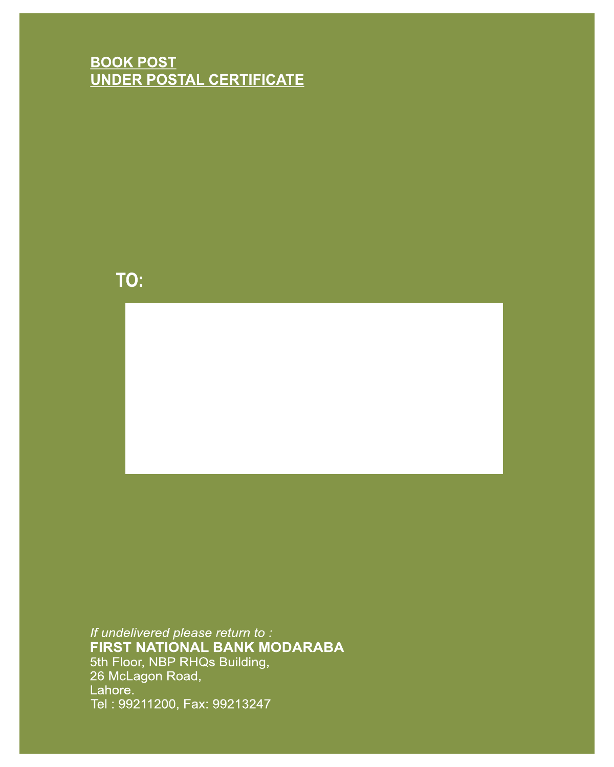**BOOK POST**
**UNDER POSTAL CERTIFICATE**

**TO:**

*If undelivered please return to :*
**FIRST NATIONAL BANK MODARABA**
5th Floor, NBP RHQs Building,
26 McLagon Road,
Lahore.
Tel : 99211200, Fax: 99213247